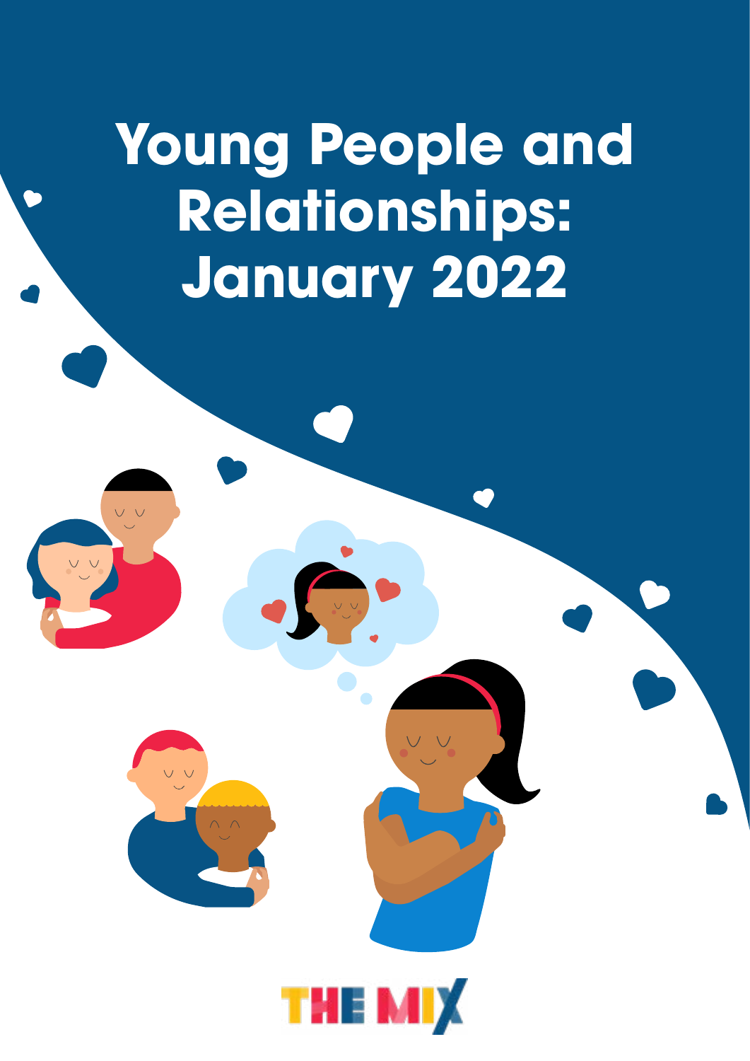# Young People and Relationships: January 2022

THE MIX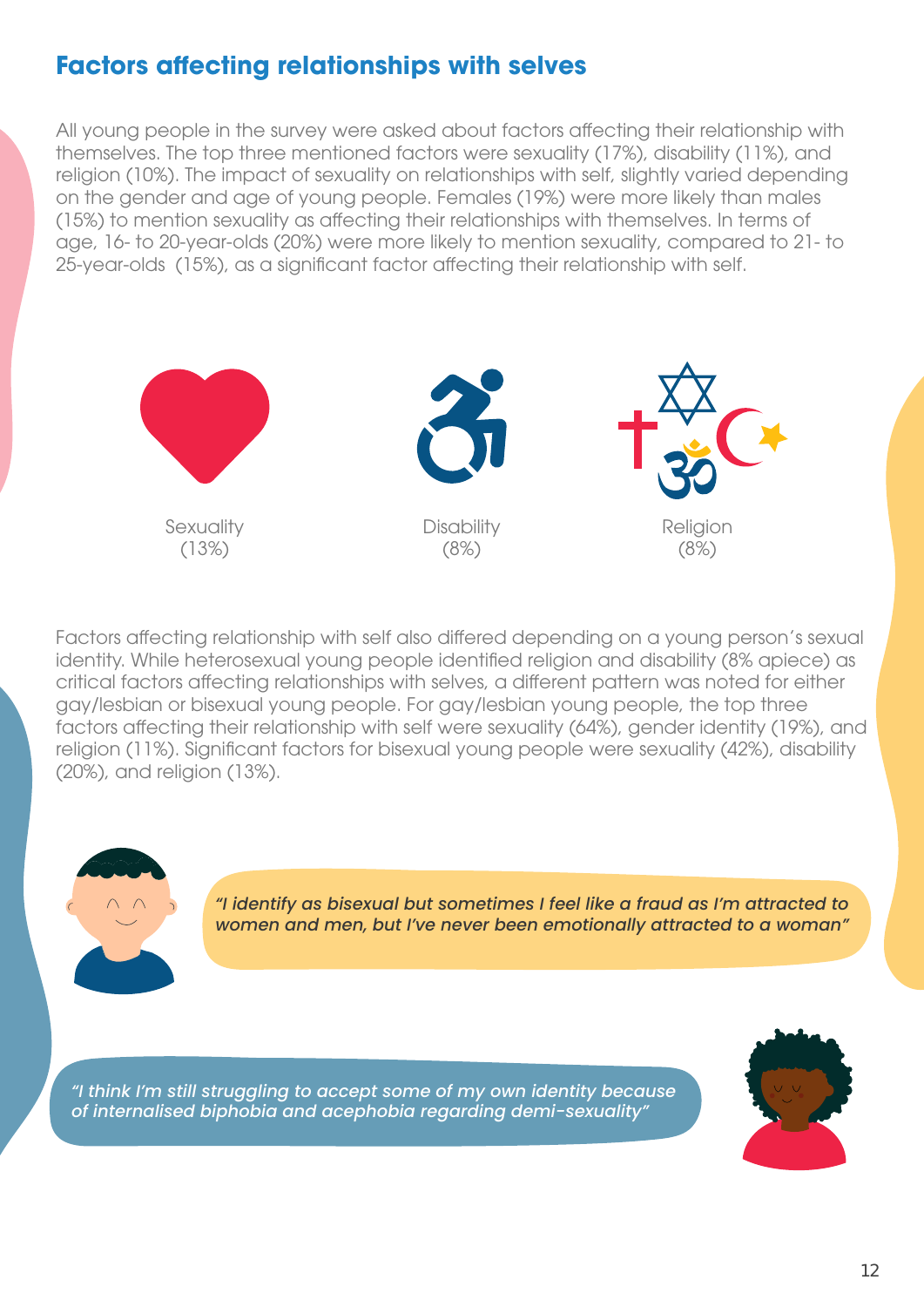## Factors affecting relationships with selves

All young people in the survey were asked about factors affecting their relationship with themselves. The top three mentioned factors were sexuality (17%), disability (11%), and religion (10%). The impact of sexuality on relationships with self, slightly varied depending on the gender and age of young people. Females (19%) were more likely than males (15%) to mention sexuality as affecting their relationships with themselves. In terms of age, 16- to 20-year-olds (20%) were more likely to mention sexuality, compared to 21- to 25-year-olds (15%), as a significant factor affecting their relationship with self.

Sexuality (13%)

Disability (8%)

Religion (8%)

Factors affecting relationship with self also differed depending on a young person's sexual identity. While heterosexual young people identified religion and disability (8% apiece) as critical factors affecting relationships with selves, a different pattern was noted for either gay/lesbian or bisexual young people. For gay/lesbian young people, the top three factors affecting their relationship with self were sexuality (64%), gender identity (19%), and religion (11%). Significant factors for bisexual young people were sexuality (42%), disability (20%), and religion (13%).

*"I identify as bisexual but sometimes I feel like a fraud as I'm attracted to women and men, but I've never been emotionally attracted to a woman"*

*"I think I'm still struggling to accept some of my own identity because of internalised biphobia and acephobia regarding demi-sexuality"*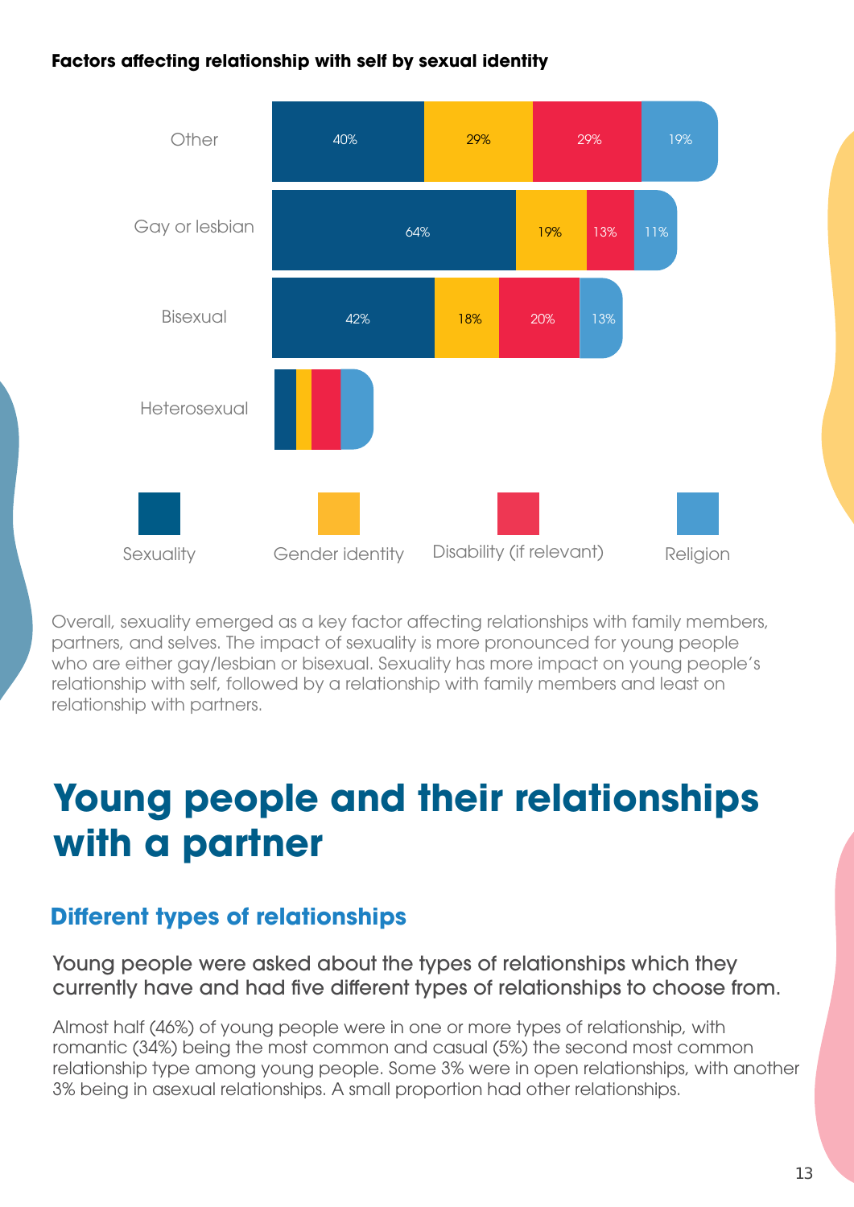**Factors affecting relationship with self by sexual identity**

| | Sexuality | Gender identity | Disability (if relevant) | Religion |
| --- | --- | --- | --- | --- |
| Other | 40% | 29% | 29% | 19% |
| Gay or lesbian | 64% | 19% | 13% | 11% |
| Bisexual | 42% | 18% | 20% | 13% |
| Heterosexual | | | | |

Overall, sexuality emerged as a key factor affecting relationships with family members, partners, and selves. The impact of sexuality is more pronounced for young people who are either gay/lesbian or bisexual. Sexuality has more impact on young people's relationship with self, followed by a relationship with family members and least on relationship with partners.

# Young people and their relationships with a partner

## Different types of relationships

Young people were asked about the types of relationships which they currently have and had five different types of relationships to choose from.

Almost half (46%) of young people were in one or more types of relationship, with romantic (34%) being the most common and casual (5%) the second most common relationship type among young people. Some 3% were in open relationships, with another 3% being in asexual relationships. A small proportion had other relationships.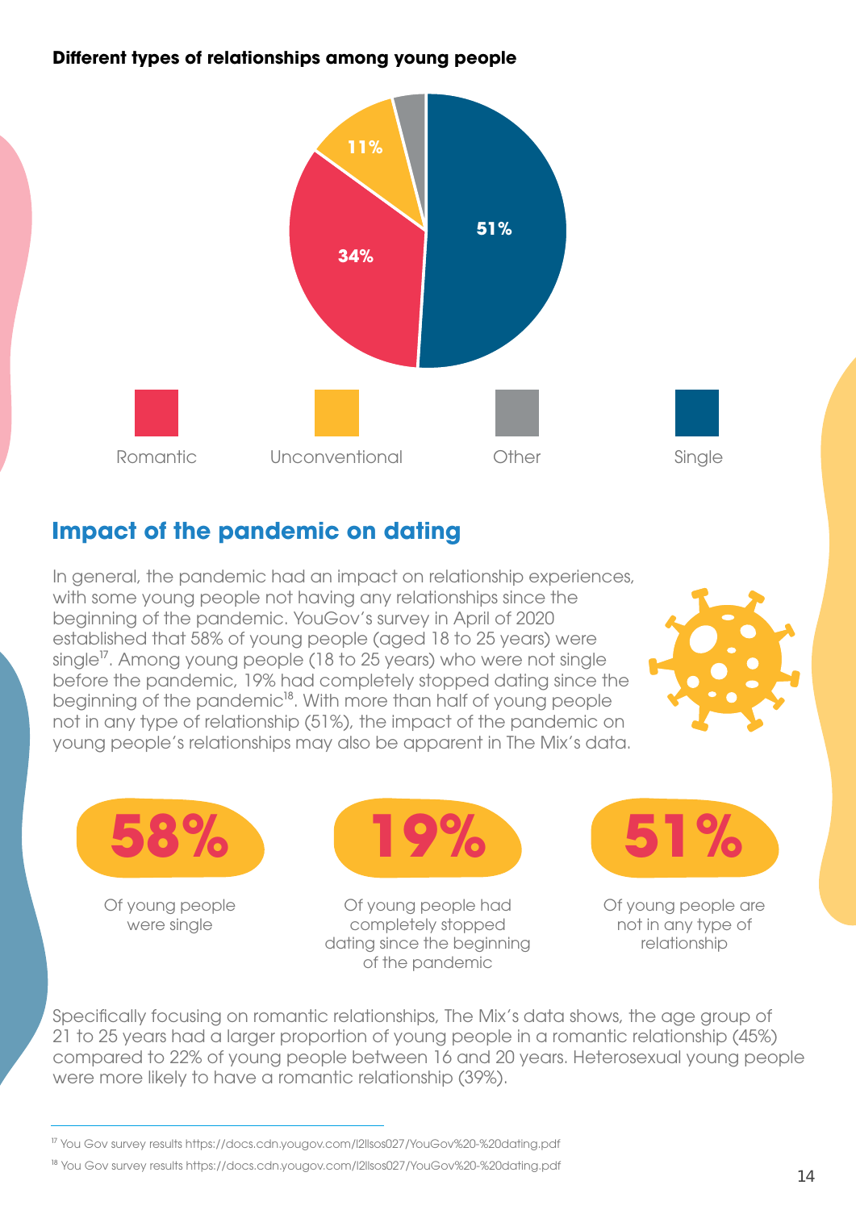**Different types of relationships among young people**

- Romantic: 34%
- Unconventional: 11%
- Other
- Single: 51%

## Impact of the pandemic on dating

In general, the pandemic had an impact on relationship experiences, with some young people not having any relationships since the beginning of the pandemic. YouGov's survey in April of 2020 established that 58% of young people (aged 18 to 25 years) were single[17]. Among young people (18 to 25 years) who were not single before the pandemic, 19% had completely stopped dating since the beginning of the pandemic[18]. With more than half of young people not in any type of relationship (51%), the impact of the pandemic on young people's relationships may also be apparent in The Mix's data.

**58%** Of young people were single

**19%** Of young people had completely stopped dating since the beginning of the pandemic

**51%** Of young people are not in any type of relationship

Specifically focusing on romantic relationships, The Mix's data shows, the age group of 21 to 25 years had a larger proportion of young people in a romantic relationship (45%) compared to 22% of young people between 16 and 20 years. Heterosexual young people were more likely to have a romantic relationship (39%).

---

[17] You Gov survey results https://docs.cdn.yougov.com/l2llsos027/YouGov%20-%20dating.pdf

[18] You Gov survey results https://docs.cdn.yougov.com/l2llsos027/YouGov%20-%20dating.pdf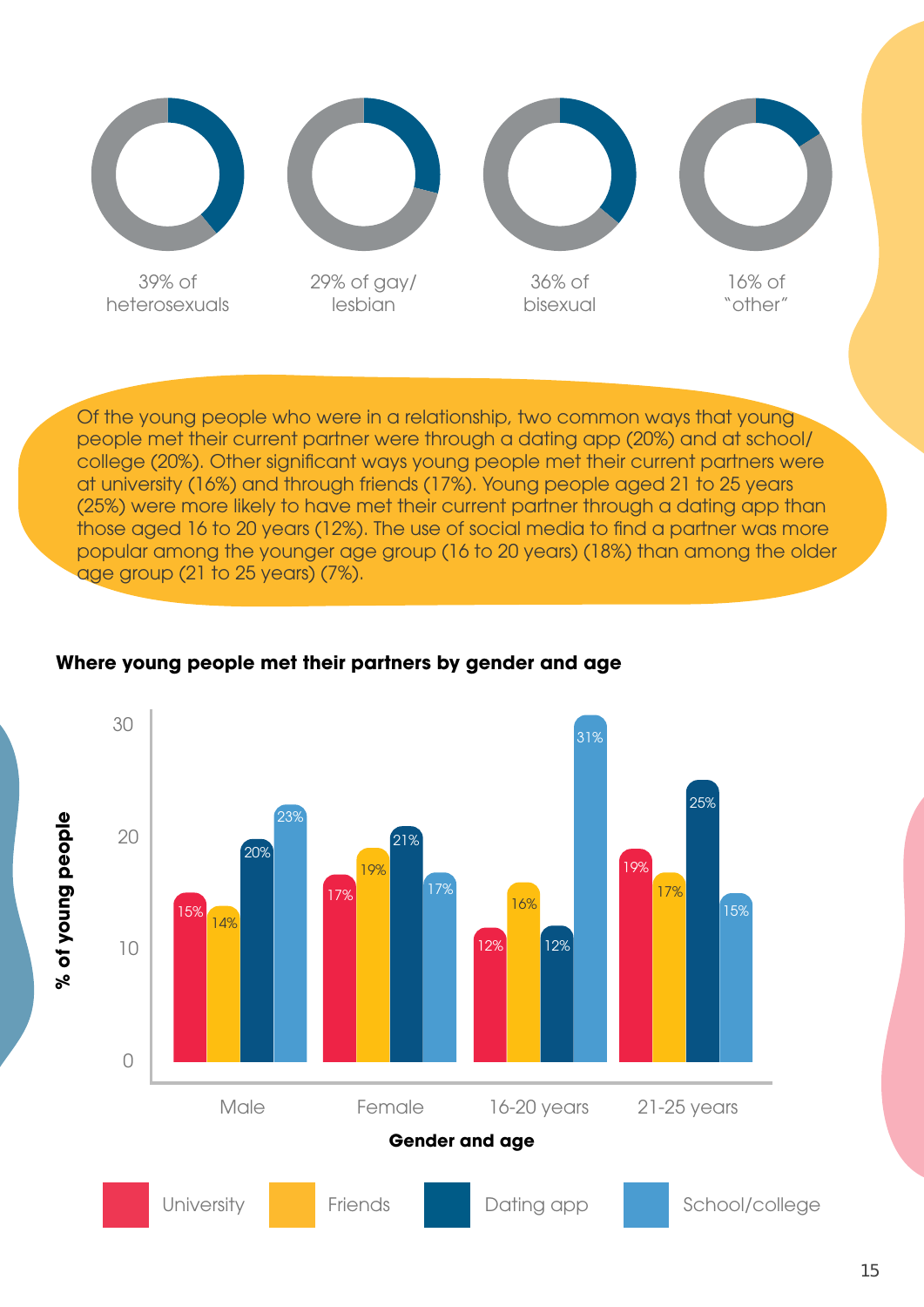39% of heterosexuals

29% of gay/lesbian

36% of bisexual

16% of "other"

Of the young people who were in a relationship, two common ways that young people met their current partner were through a dating app (20%) and at school/college (20%). Other significant ways young people met their current partners were at university (16%) and through friends (17%). Young people aged 21 to 25 years (25%) were more likely to have met their current partner through a dating app than those aged 16 to 20 years (12%). The use of social media to find a partner was more popular among the younger age group (16 to 20 years) (18%) than among the older age group (21 to 25 years) (7%).

**Where young people met their partners by gender and age**

| Gender and age | University | Friends | Dating app | School/college |
|---|---|---|---|---|
| Male | 15% | 14% | 20% | 23% |
| Female | 17% | 19% | 21% | 17% |
| 16-20 years | 12% | 16% | 12% | 31% |
| 21-25 years | 19% | 17% | 25% | 15% |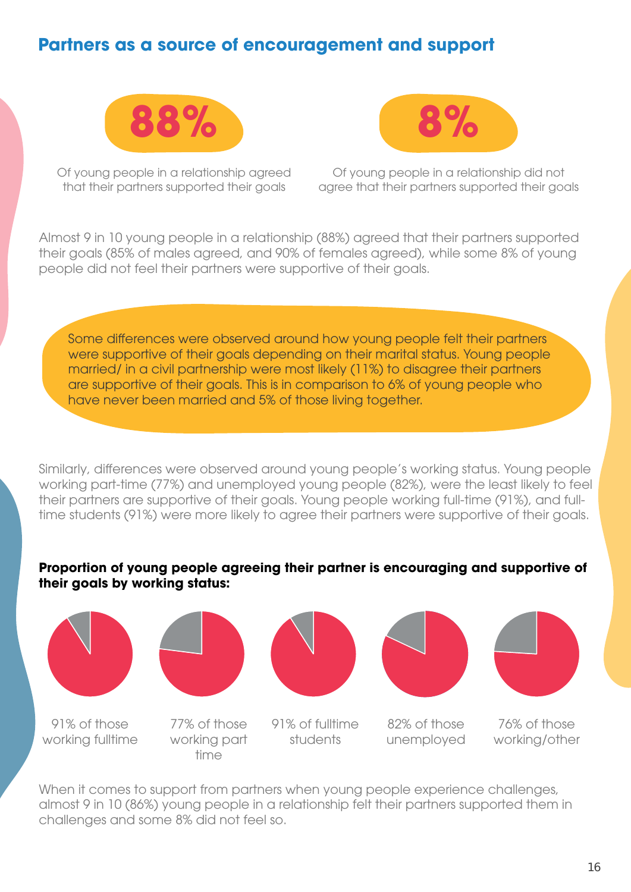## Partners as a source of encouragement and support

**88%**

Of young people in a relationship agreed that their partners supported their goals

**8%**

Of young people in a relationship did not agree that their partners supported their goals

Almost 9 in 10 young people in a relationship (88%) agreed that their partners supported their goals (85% of males agreed, and 90% of females agreed), while some 8% of young people did not feel their partners were supportive of their goals.

Some differences were observed around how young people felt their partners were supportive of their goals depending on their marital status. Young people married/ in a civil partnership were most likely (11%) to disagree their partners are supportive of their goals. This is in comparison to 6% of young people who have never been married and 5% of those living together.

Similarly, differences were observed around young people's working status. Young people working part-time (77%) and unemployed young people (82%), were the least likely to feel their partners are supportive of their goals. Young people working full-time (91%), and full-time students (91%) were more likely to agree their partners were supportive of their goals.

**Proportion of young people agreeing their partner is encouraging and supportive of their goals by working status:**

91% of those working fulltime

77% of those working part time

91% of fulltime students

82% of those unemployed

76% of those working/other

When it comes to support from partners when young people experience challenges, almost 9 in 10 (86%) young people in a relationship felt their partners supported them in challenges and some 8% did not feel so.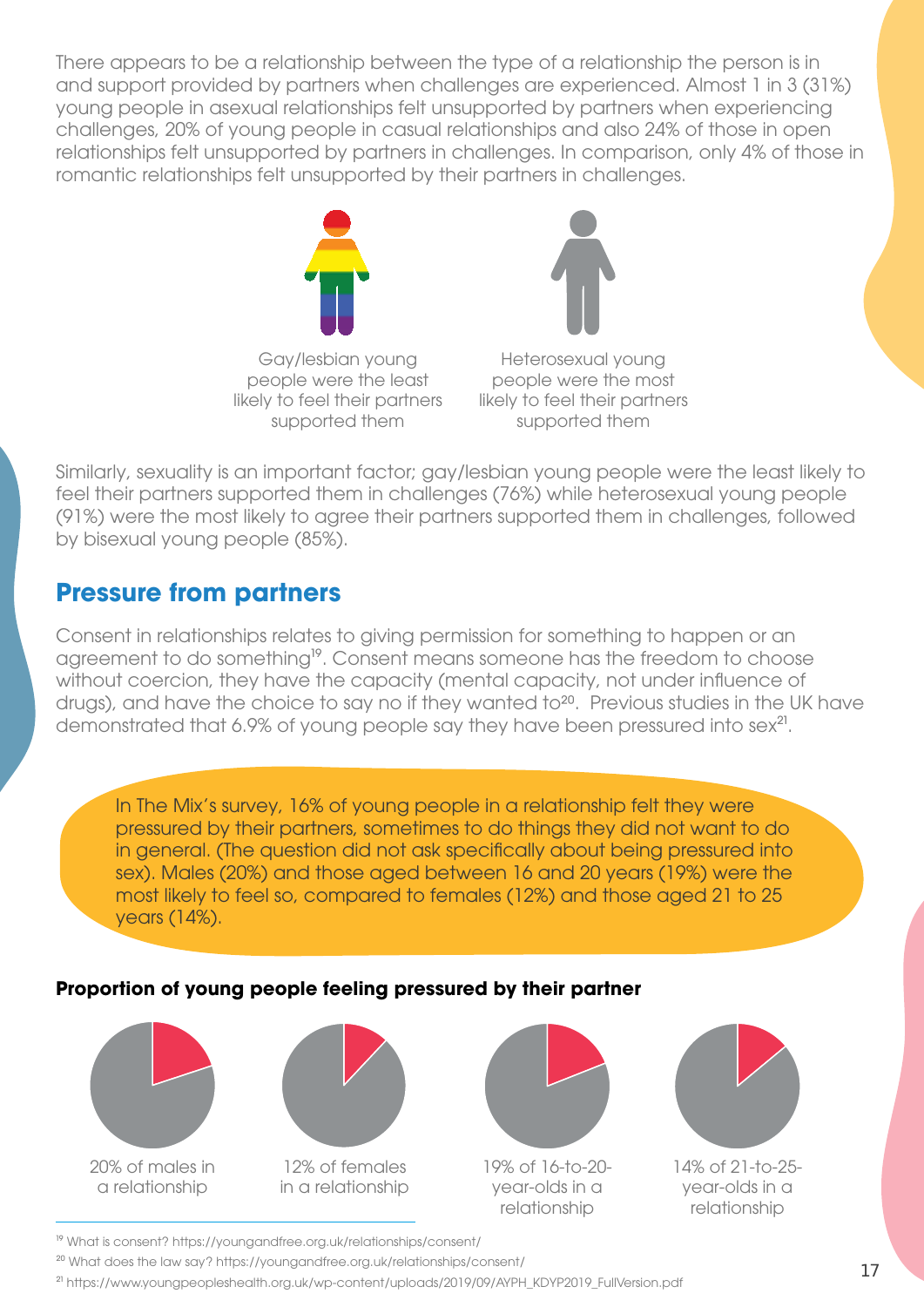There appears to be a relationship between the type of a relationship the person is in and support provided by partners when challenges are experienced. Almost 1 in 3 (31%) young people in asexual relationships felt unsupported by partners when experiencing challenges, 20% of young people in casual relationships and also 24% of those in open relationships felt unsupported by partners in challenges. In comparison, only 4% of those in romantic relationships felt unsupported by their partners in challenges.

Gay/lesbian young people were the least likely to feel their partners supported them

Heterosexual young people were the most likely to feel their partners supported them

Similarly, sexuality is an important factor; gay/lesbian young people were the least likely to feel their partners supported them in challenges (76%) while heterosexual young people (91%) were the most likely to agree their partners supported them in challenges, followed by bisexual young people (85%).

## Pressure from partners

Consent in relationships relates to giving permission for something to happen or an agreement to do something[19]. Consent means someone has the freedom to choose without coercion, they have the capacity (mental capacity, not under influence of drugs), and have the choice to say no if they wanted to[20]. Previous studies in the UK have demonstrated that 6.9% of young people say they have been pressured into sex[21].

In The Mix's survey, 16% of young people in a relationship felt they were pressured by their partners, sometimes to do things they did not want to do in general. (The question did not ask specifically about being pressured into sex). Males (20%) and those aged between 16 and 20 years (19%) were the most likely to feel so, compared to females (12%) and those aged 21 to 25 years (14%).

**Proportion of young people feeling pressured by their partner**

20% of males in a relationship

12% of females in a relationship

19% of 16-to-20-year-olds in a relationship

14% of 21-to-25-year-olds in a relationship

[19] What is consent? https://youngandfree.org.uk/relationships/consent/

[20] What does the law say? https://youngandfree.org.uk/relationships/consent/

[21] https://www.youngpeopleshealth.org.uk/wp-content/uploads/2019/09/AYPH_KDYP2019_FullVersion.pdf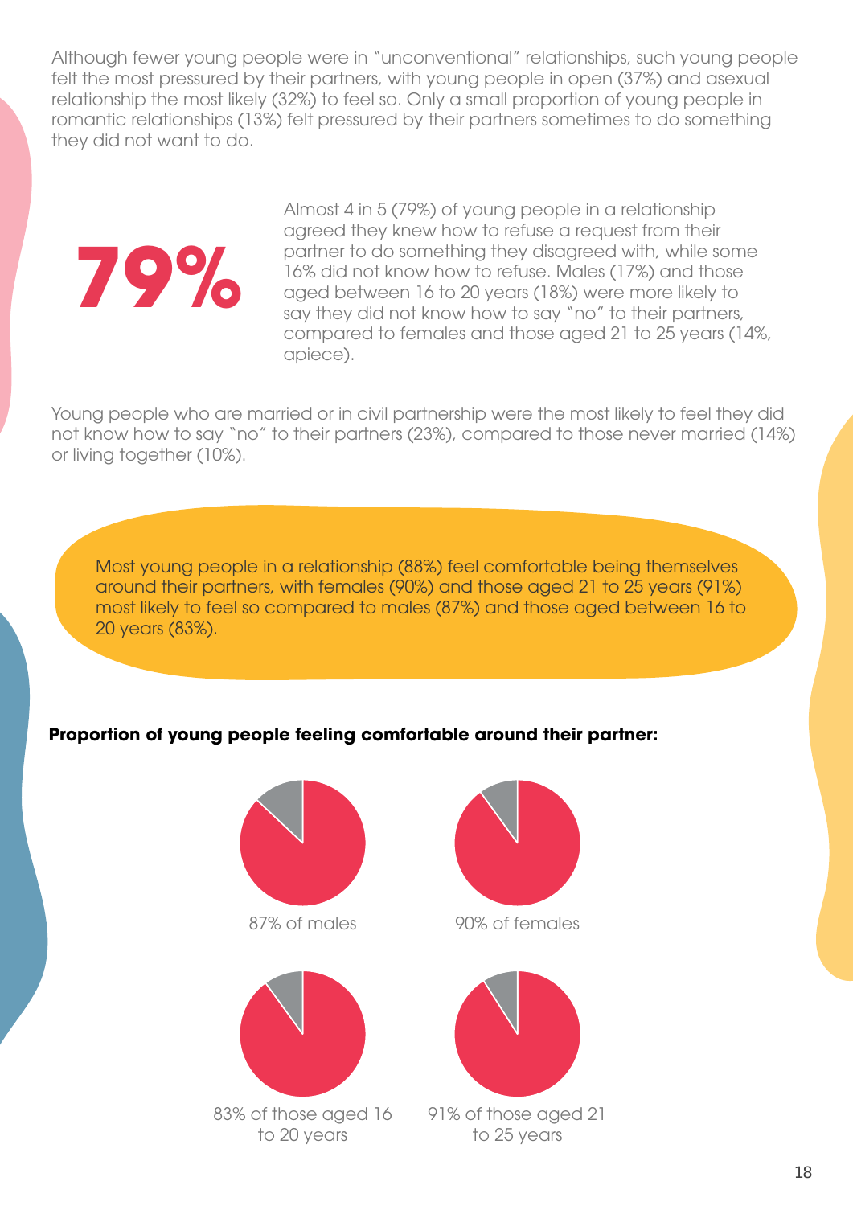Although fewer young people were in "unconventional" relationships, such young people felt the most pressured by their partners, with young people in open (37%) and asexual relationship the most likely (32%) to feel so. Only a small proportion of young people in romantic relationships (13%) felt pressured by their partners sometimes to do something they did not want to do.

**79%**

Almost 4 in 5 (79%) of young people in a relationship agreed they knew how to refuse a request from their partner to do something they disagreed with, while some 16% did not know how to refuse. Males (17%) and those aged between 16 to 20 years (18%) were more likely to say they did not know how to say "no" to their partners, compared to females and those aged 21 to 25 years (14%, apiece).

Young people who are married or in civil partnership were the most likely to feel they did not know how to say "no" to their partners (23%), compared to those never married (14%) or living together (10%).

Most young people in a relationship (88%) feel comfortable being themselves around their partners, with females (90%) and those aged 21 to 25 years (91%) most likely to feel so compared to males (87%) and those aged between 16 to 20 years (83%).

**Proportion of young people feeling comfortable around their partner:**

87% of males

90% of females

83% of those aged 16 to 20 years

91% of those aged 21 to 25 years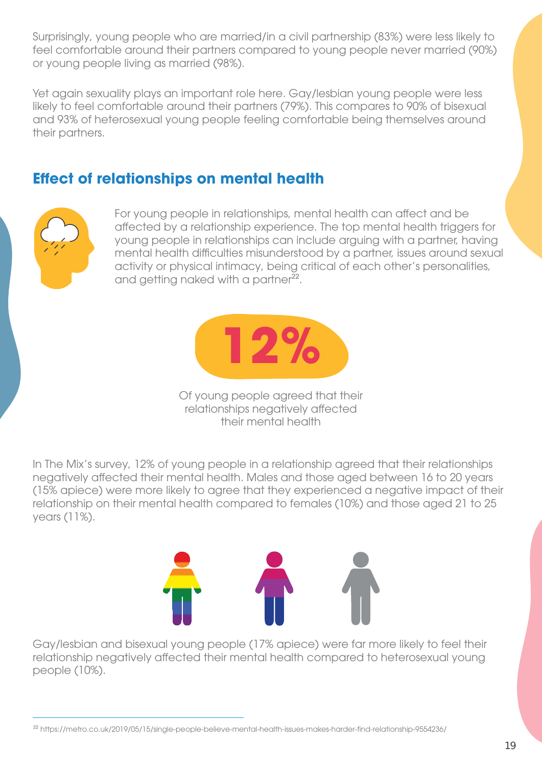Surprisingly, young people who are married/in a civil partnership (83%) were less likely to feel comfortable around their partners compared to young people never married (90%) or young people living as married (98%).

Yet again sexuality plays an important role here. Gay/lesbian young people were less likely to feel comfortable around their partners (79%). This compares to 90% of bisexual and 93% of heterosexual young people feeling comfortable being themselves around their partners.

## Effect of relationships on mental health

For young people in relationships, mental health can affect and be affected by a relationship experience. The top mental health triggers for young people in relationships can include arguing with a partner, having mental health difficulties misunderstood by a partner, issues around sexual activity or physical intimacy, being critical of each other's personalities, and getting naked with a partner[22].

**12%**

Of young people agreed that their relationships negatively affected their mental health

In The Mix's survey, 12% of young people in a relationship agreed that their relationships negatively affected their mental health. Males and those aged between 16 to 20 years (15% apiece) were more likely to agree that they experienced a negative impact of their relationship on their mental health compared to females (10%) and those aged 21 to 25 years (11%).

Gay/lesbian and bisexual young people (17% apiece) were far more likely to feel their relationship negatively affected their mental health compared to heterosexual young people (10%).

[22] https://metro.co.uk/2019/05/15/single-people-believe-mental-health-issues-makes-harder-find-relationship-9554236/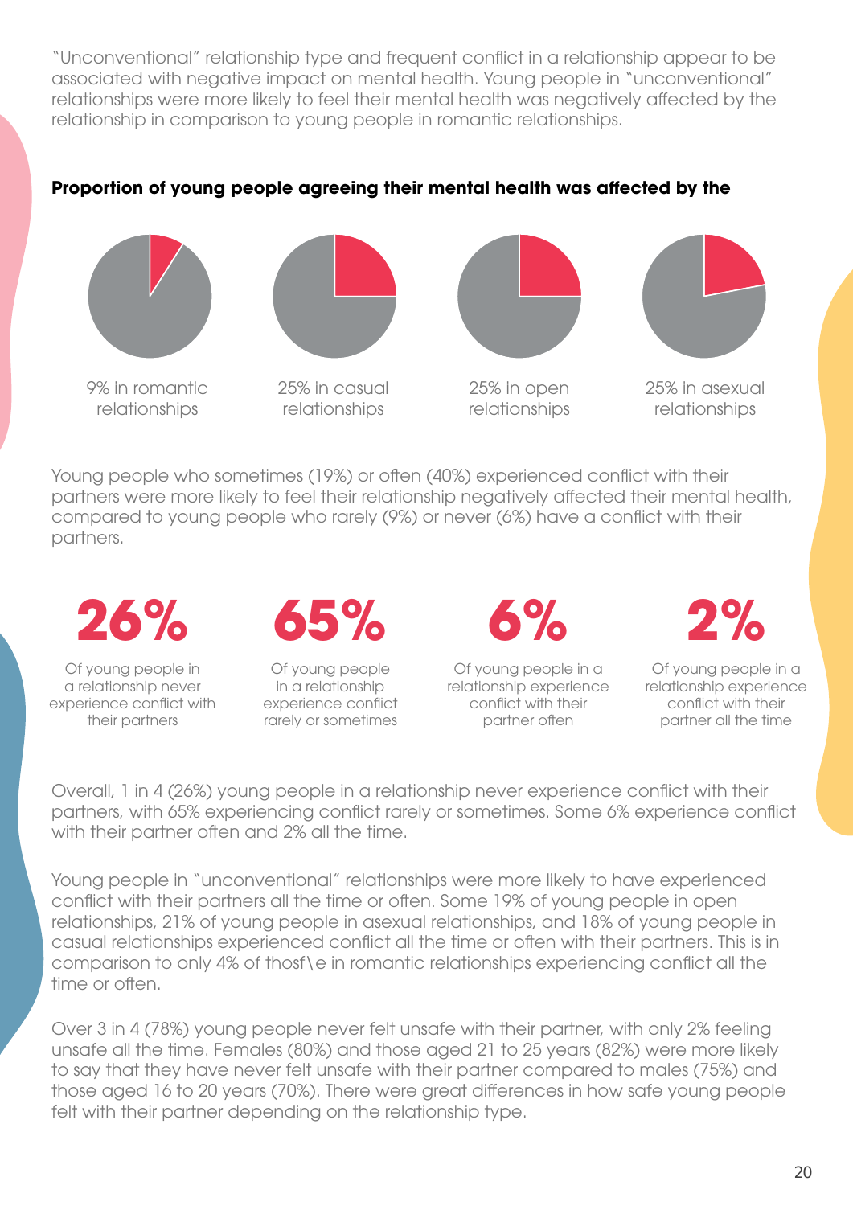"Unconventional" relationship type and frequent conflict in a relationship appear to be associated with negative impact on mental health. Young people in "unconventional" relationships were more likely to feel their mental health was negatively affected by the relationship in comparison to young people in romantic relationships.

**Proportion of young people agreeing their mental health was affected by the**

9% in romantic relationships

25% in casual relationships

25% in open relationships

25% in asexual relationships

Young people who sometimes (19%) or often (40%) experienced conflict with their partners were more likely to feel their relationship negatively affected their mental health, compared to young people who rarely (9%) or never (6%) have a conflict with their partners.

**26%**
Of young people in a relationship never experience conflict with their partners

**65%**
Of young people in a relationship experience conflict rarely or sometimes

**6%**
Of young people in a relationship experience conflict with their partner often

**2%**
Of young people in a relationship experience conflict with their partner all the time

Overall, 1 in 4 (26%) young people in a relationship never experience conflict with their partners, with 65% experiencing conflict rarely or sometimes. Some 6% experience conflict with their partner often and 2% all the time.

Young people in "unconventional" relationships were more likely to have experienced conflict with their partners all the time or often. Some 19% of young people in open relationships, 21% of young people in asexual relationships, and 18% of young people in casual relationships experienced conflict all the time or often with their partners. This is in comparison to only 4% of thosf\e in romantic relationships experiencing conflict all the time or often.

Over 3 in 4 (78%) young people never felt unsafe with their partner, with only 2% feeling unsafe all the time. Females (80%) and those aged 21 to 25 years (82%) were more likely to say that they have never felt unsafe with their partner compared to males (75%) and those aged 16 to 20 years (70%). There were great differences in how safe young people felt with their partner depending on the relationship type.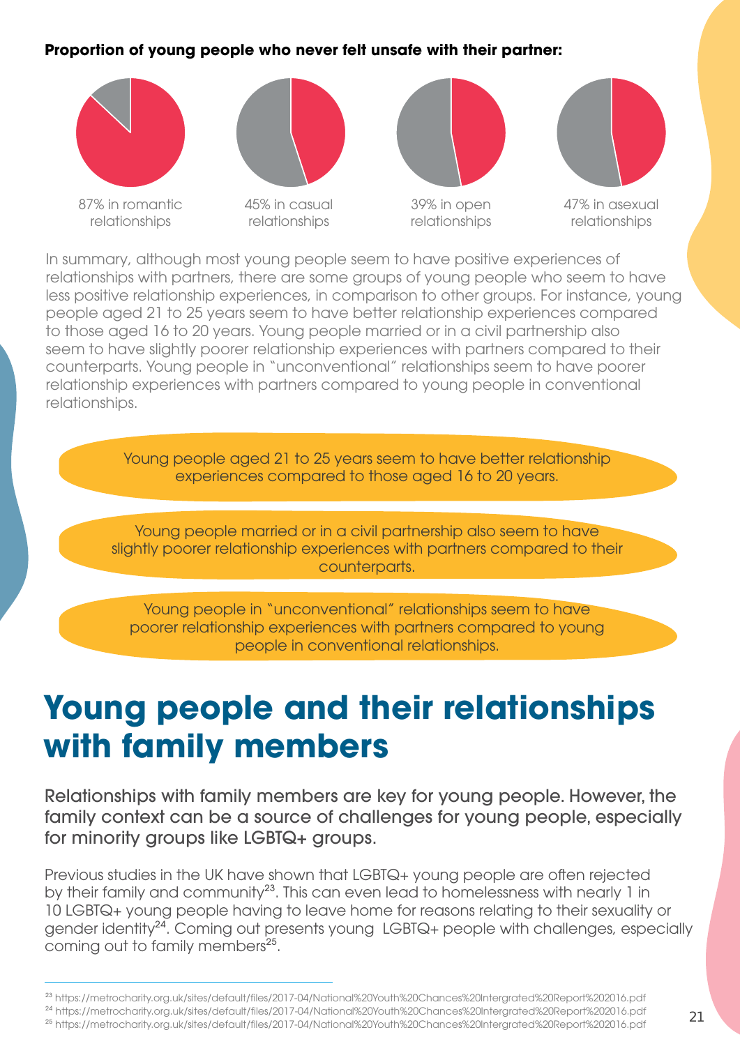**Proportion of young people who never felt unsafe with their partner:**

87% in romantic relationships

45% in casual relationships

39% in open relationships

47% in asexual relationships

In summary, although most young people seem to have positive experiences of relationships with partners, there are some groups of young people who seem to have less positive relationship experiences, in comparison to other groups. For instance, young people aged 21 to 25 years seem to have better relationship experiences compared to those aged 16 to 20 years. Young people married or in a civil partnership also seem to have slightly poorer relationship experiences with partners compared to their counterparts. Young people in "unconventional" relationships seem to have poorer relationship experiences with partners compared to young people in conventional relationships.

Young people aged 21 to 25 years seem to have better relationship experiences compared to those aged 16 to 20 years.

Young people married or in a civil partnership also seem to have slightly poorer relationship experiences with partners compared to their counterparts.

Young people in "unconventional" relationships seem to have poorer relationship experiences with partners compared to young people in conventional relationships.

# Young people and their relationships with family members

Relationships with family members are key for young people. However, the family context can be a source of challenges for young people, especially for minority groups like LGBTQ+ groups.

Previous studies in the UK have shown that LGBTQ+ young people are often rejected by their family and community[23]. This can even lead to homelessness with nearly 1 in 10 LGBTQ+ young people having to leave home for reasons relating to their sexuality or gender identity[24]. Coming out presents young LGBTQ+ people with challenges, especially coming out to family members[25].

---

[23] https://metrocharity.org.uk/sites/default/files/2017-04/National%20Youth%20Chances%20Intergrated%20Report%202016.pdf

[24] https://metrocharity.org.uk/sites/default/files/2017-04/National%20Youth%20Chances%20Intergrated%20Report%202016.pdf

[25] https://metrocharity.org.uk/sites/default/files/2017-04/National%20Youth%20Chances%20Intergrated%20Report%202016.pdf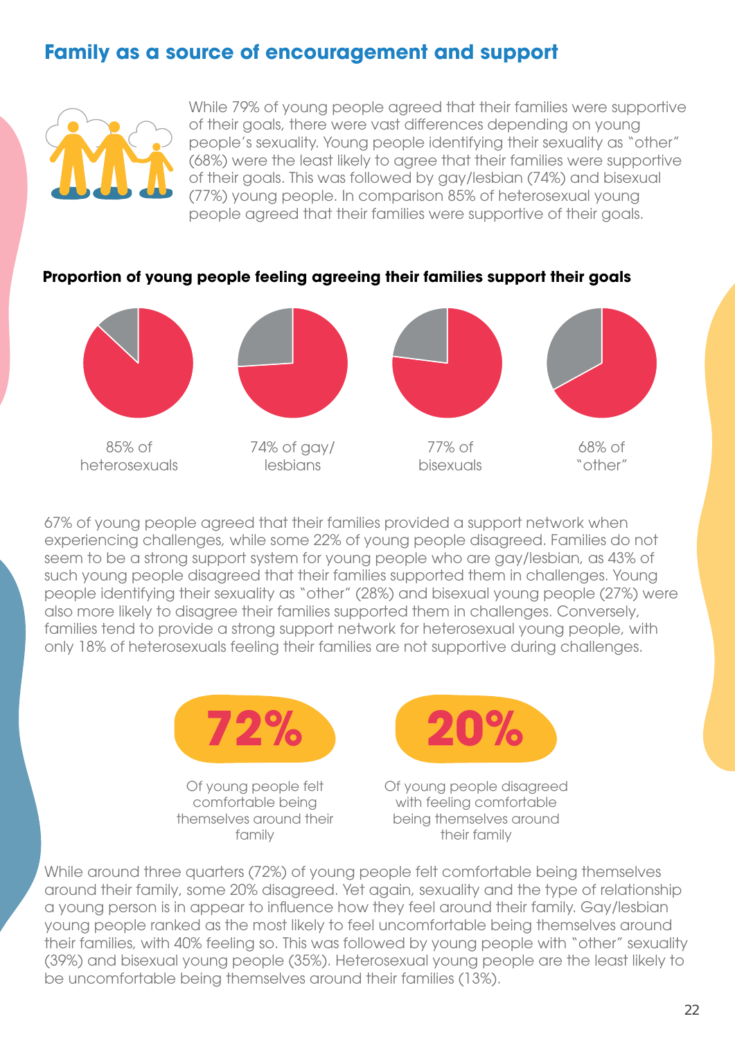## Family as a source of encouragement and support

While 79% of young people agreed that their families were supportive of their goals, there were vast differences depending on young people's sexuality. Young people identifying their sexuality as "other" (68%) were the least likely to agree that their families were supportive of their goals. This was followed by gay/lesbian (74%) and bisexual (77%) young people. In comparison 85% of heterosexual young people agreed that their families were supportive of their goals.

**Proportion of young people feeling agreeing their families support their goals**

85% of heterosexuals

74% of gay/lesbians

77% of bisexuals

68% of "other"

67% of young people agreed that their families provided a support network when experiencing challenges, while some 22% of young people disagreed. Families do not seem to be a strong support system for young people who are gay/lesbian, as 43% of such young people disagreed that their families supported them in challenges. Young people identifying their sexuality as "other" (28%) and bisexual young people (27%) were also more likely to disagree their families supported them in challenges. Conversely, families tend to provide a strong support network for heterosexual young people, with only 18% of heterosexuals feeling their families are not supportive during challenges.

**72%**

Of young people felt comfortable being themselves around their family

**20%**

Of young people disagreed with feeling comfortable being themselves around their family

While around three quarters (72%) of young people felt comfortable being themselves around their family, some 20% disagreed. Yet again, sexuality and the type of relationship a young person is in appear to influence how they feel around their family. Gay/lesbian young people ranked as the most likely to feel uncomfortable being themselves around their families, with 40% feeling so. This was followed by young people with "other" sexuality (39%) and bisexual young people (35%). Heterosexual young people are the least likely to be uncomfortable being themselves around their families (13%).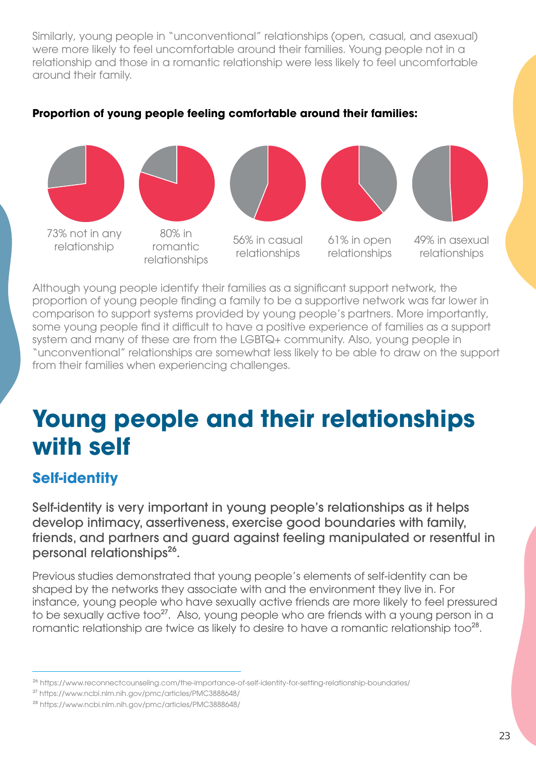Similarly, young people in "unconventional" relationships (open, casual, and asexual) were more likely to feel uncomfortable around their families. Young people not in a relationship and those in a romantic relationship were less likely to feel uncomfortable around their family.

**Proportion of young people feeling comfortable around their families:**

73% not in any relationship

80% in romantic relationships

56% in casual relationships

61% in open relationships

49% in asexual relationships

Although young people identify their families as a significant support network, the proportion of young people finding a family to be a supportive network was far lower in comparison to support systems provided by young people's partners. More importantly, some young people find it difficult to have a positive experience of families as a support system and many of these are from the LGBTQ+ community. Also, young people in "unconventional" relationships are somewhat less likely to be able to draw on the support from their families when experiencing challenges.

# Young people and their relationships with self

## Self-identity

Self-identity is very important in young people's relationships as it helps develop intimacy, assertiveness, exercise good boundaries with family, friends, and partners and guard against feeling manipulated or resentful in personal relationships[26].

Previous studies demonstrated that young people's elements of self-identity can be shaped by the networks they associate with and the environment they live in. For instance, young people who have sexually active friends are more likely to feel pressured to be sexually active too[27]. Also, young people who are friends with a young person in a romantic relationship are twice as likely to desire to have a romantic relationship too[28].

[26] https://www.reconnectcounseling.com/the-importance-of-self-identity-for-setting-relationship-boundaries/

[27] https://www.ncbi.nlm.nih.gov/pmc/articles/PMC3888648/

[28] https://www.ncbi.nlm.nih.gov/pmc/articles/PMC3888648/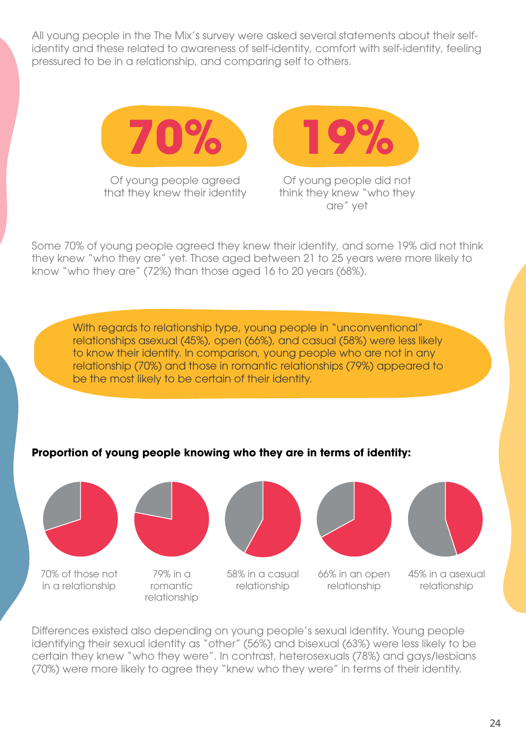All young people in the The Mix's survey were asked several statements about their self-identity and these related to awareness of self-identity, comfort with self-identity, feeling pressured to be in a relationship, and comparing self to others.

**70%**

Of young people agreed that they knew their identity

**19%**

Of young people did not think they knew "who they are" yet

Some 70% of young people agreed they knew their identity, and some 19% did not think they knew "who they are" yet. Those aged between 21 to 25 years were more likely to know "who they are" (72%) than those aged 16 to 20 years (68%).

With regards to relationship type, young people in "unconventional" relationships asexual (45%), open (66%), and casual (58%) were less likely to know their identity. In comparison, young people who are not in any relationship (70%) and those in romantic relationships (79%) appeared to be the most likely to be certain of their identity.

**Proportion of young people knowing who they are in terms of identity:**

70% of those not in a relationship

79% in a romantic relationship

58% in a casual relationship

66% in an open relationship

45% in a asexual relationship

Differences existed also depending on young people's sexual identity. Young people identifying their sexual identity as "other" (56%) and bisexual (63%) were less likely to be certain they knew "who they were". In contrast, heterosexuals (78%) and gays/lesbians (70%) were more likely to agree they "knew who they were" in terms of their identity.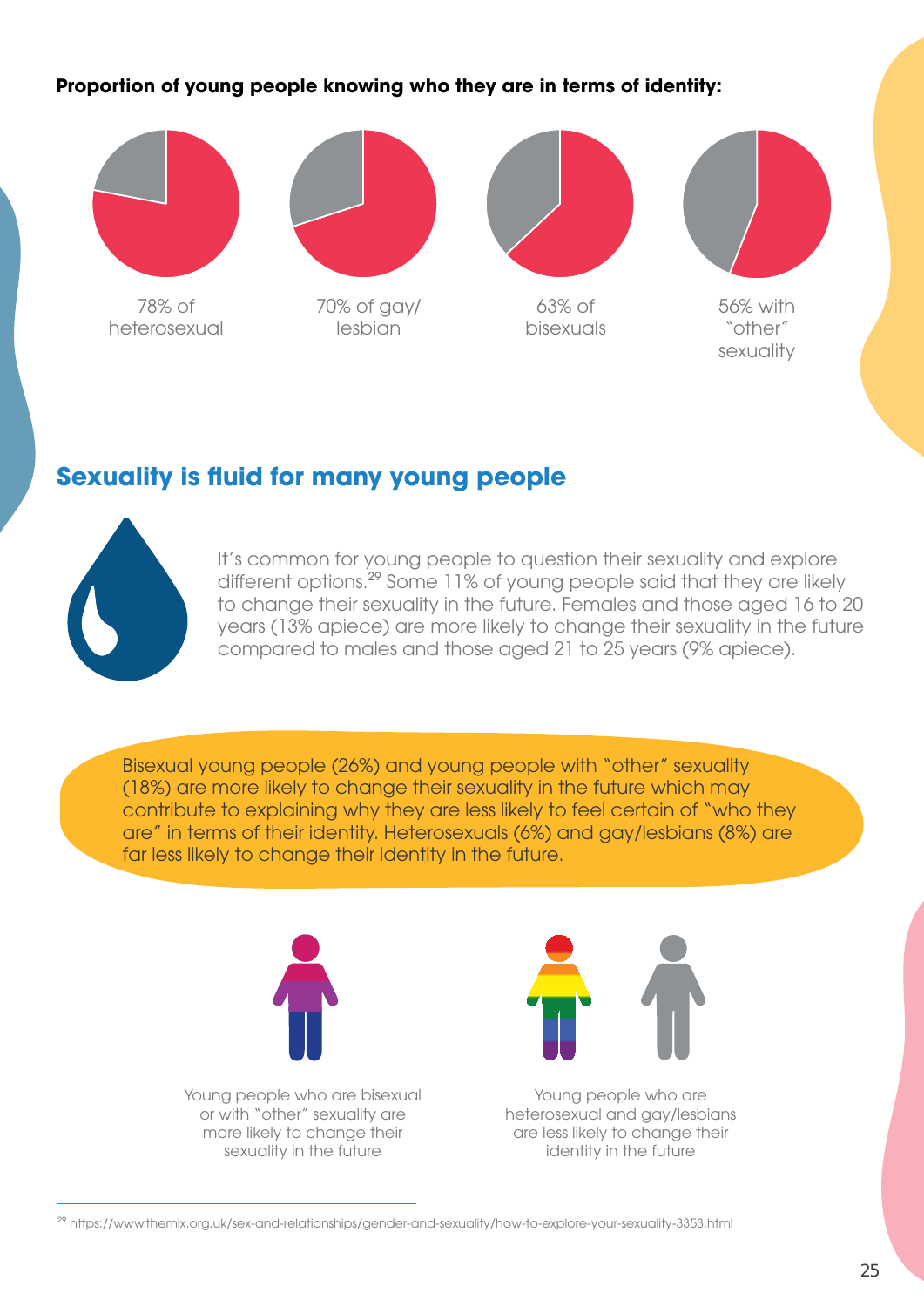**Proportion of young people knowing who they are in terms of identity:**

78% of heterosexual

70% of gay/ lesbian

63% of bisexuals

56% with "other" sexuality

## Sexuality is fluid for many young people

It's common for young people to question their sexuality and explore different options.[29] Some 11% of young people said that they are likely to change their sexuality in the future. Females and those aged 16 to 20 years (13% apiece) are more likely to change their sexuality in the future compared to males and those aged 21 to 25 years (9% apiece).

Bisexual young people (26%) and young people with "other" sexuality (18%) are more likely to change their sexuality in the future which may contribute to explaining why they are less likely to feel certain of "who they are" in terms of their identity. Heterosexuals (6%) and gay/lesbians (8%) are far less likely to change their identity in the future.

Young people who are bisexual or with "other" sexuality are more likely to change their sexuality in the future

Young people who are heterosexual and gay/lesbians are less likely to change their identity in the future

[29] https://www.themix.org.uk/sex-and-relationships/gender-and-sexuality/how-to-explore-your-sexuality-3353.html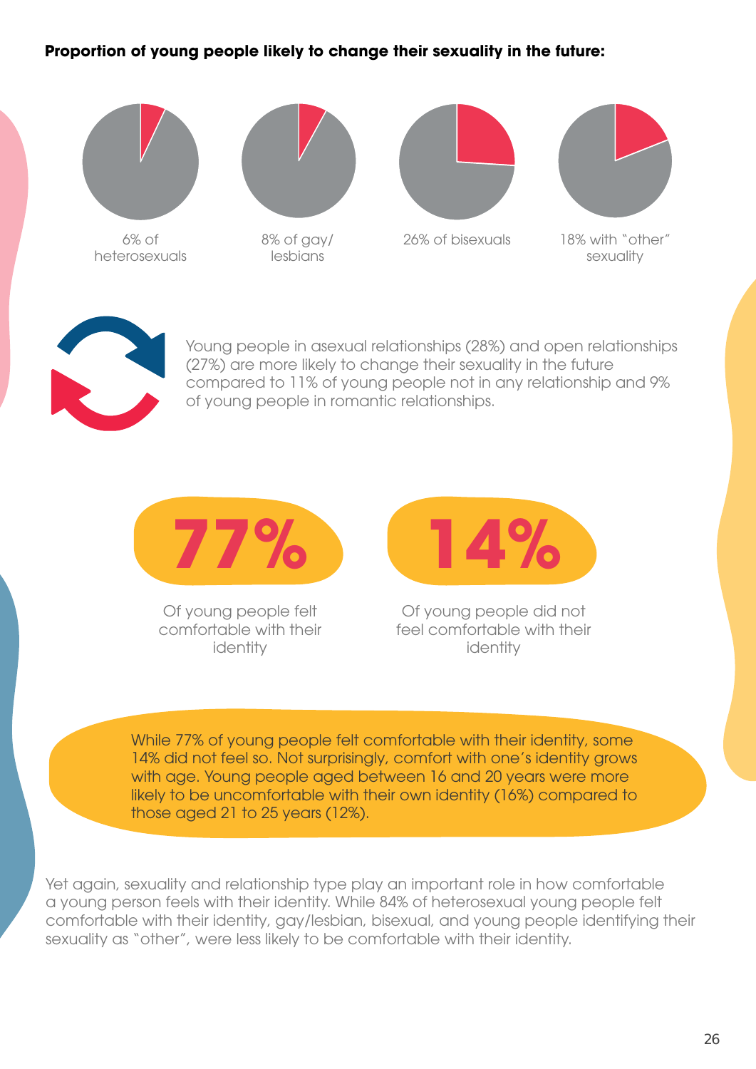**Proportion of young people likely to change their sexuality in the future:**

6% of heterosexuals

8% of gay/lesbians

26% of bisexuals

18% with "other" sexuality

Young people in asexual relationships (28%) and open relationships (27%) are more likely to change their sexuality in the future compared to 11% of young people not in any relationship and 9% of young people in romantic relationships.

**77%**

Of young people felt comfortable with their identity

**14%**

Of young people did not feel comfortable with their identity

While 77% of young people felt comfortable with their identity, some 14% did not feel so. Not surprisingly, comfort with one's identity grows with age. Young people aged between 16 and 20 years were more likely to be uncomfortable with their own identity (16%) compared to those aged 21 to 25 years (12%).

Yet again, sexuality and relationship type play an important role in how comfortable a young person feels with their identity. While 84% of heterosexual young people felt comfortable with their identity, gay/lesbian, bisexual, and young people identifying their sexuality as "other", were less likely to be comfortable with their identity.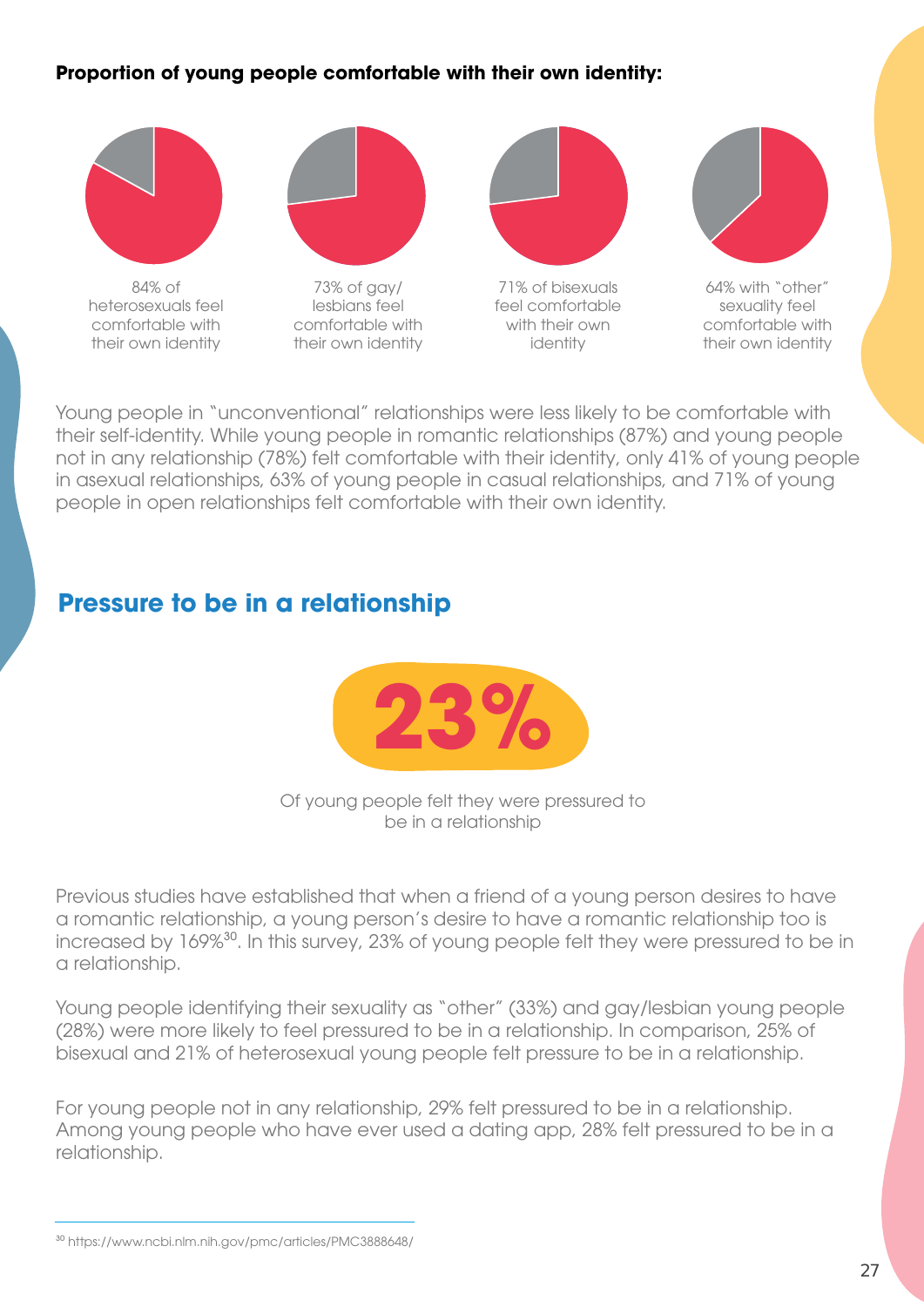**Proportion of young people comfortable with their own identity:**

84% of heterosexuals feel comfortable with their own identity

73% of gay/lesbians feel comfortable with their own identity

71% of bisexuals feel comfortable with their own identity

64% with "other" sexuality feel comfortable with their own identity

Young people in "unconventional" relationships were less likely to be comfortable with their self-identity. While young people in romantic relationships (87%) and young people not in any relationship (78%) felt comfortable with their identity, only 41% of young people in asexual relationships, 63% of young people in casual relationships, and 71% of young people in open relationships felt comfortable with their own identity.

## Pressure to be in a relationship

**23%**

Of young people felt they were pressured to be in a relationship

Previous studies have established that when a friend of a young person desires to have a romantic relationship, a young person's desire to have a romantic relationship too is increased by 169%[30]. In this survey, 23% of young people felt they were pressured to be in a relationship.

Young people identifying their sexuality as "other" (33%) and gay/lesbian young people (28%) were more likely to feel pressured to be in a relationship. In comparison, 25% of bisexual and 21% of heterosexual young people felt pressure to be in a relationship.

For young people not in any relationship, 29% felt pressured to be in a relationship. Among young people who have ever used a dating app, 28% felt pressured to be in a relationship.

---

[30] https://www.ncbi.nlm.nih.gov/pmc/articles/PMC3888648/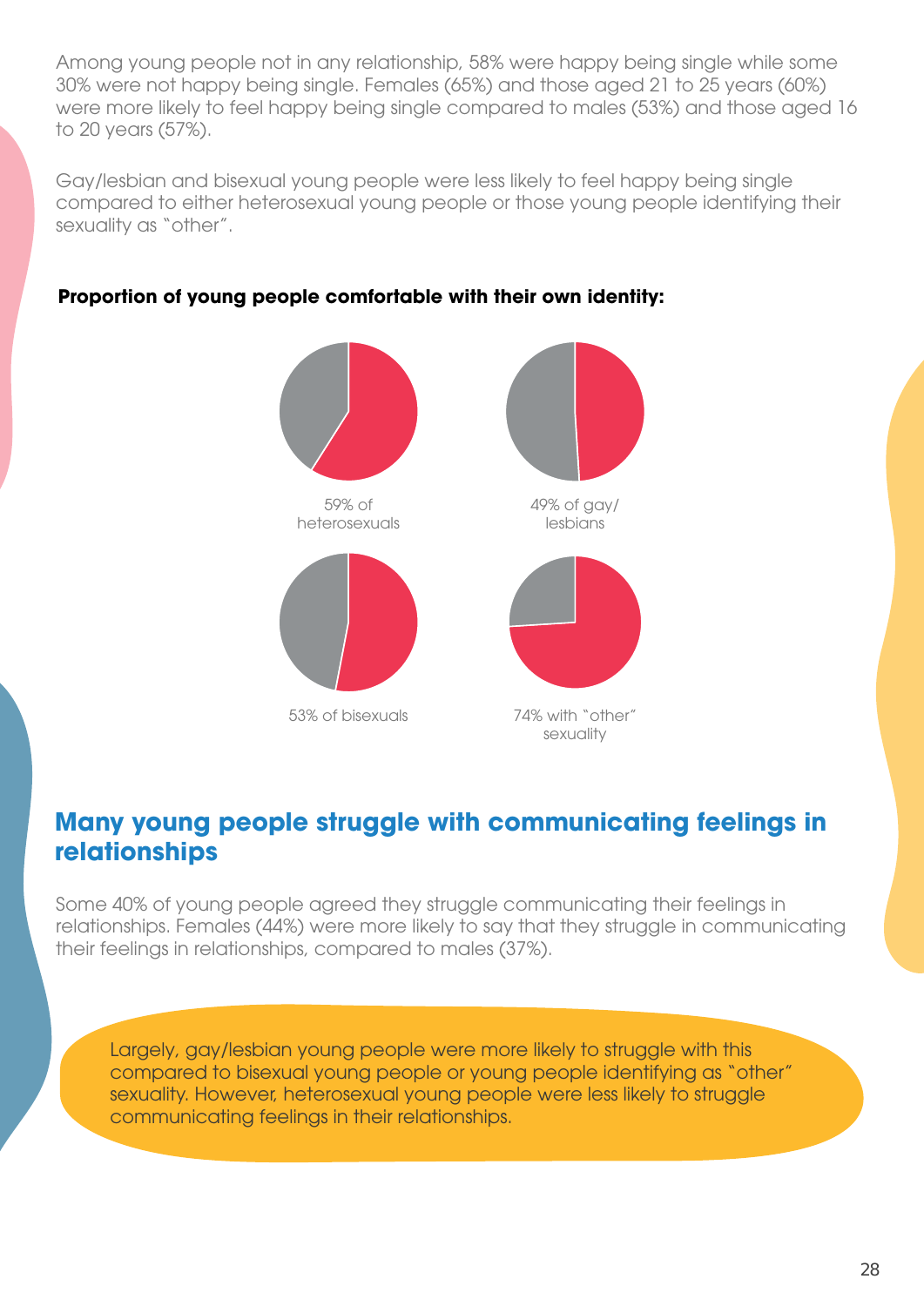Among young people not in any relationship, 58% were happy being single while some 30% were not happy being single. Females (65%) and those aged 21 to 25 years (60%) were more likely to feel happy being single compared to males (53%) and those aged 16 to 20 years (57%).

Gay/lesbian and bisexual young people were less likely to feel happy being single compared to either heterosexual young people or those young people identifying their sexuality as "other".

**Proportion of young people comfortable with their own identity:**

59% of heterosexuals

49% of gay/lesbians

53% of bisexuals

74% with "other" sexuality

## Many young people struggle with communicating feelings in relationships

Some 40% of young people agreed they struggle communicating their feelings in relationships. Females (44%) were more likely to say that they struggle in communicating their feelings in relationships, compared to males (37%).

Largely, gay/lesbian young people were more likely to struggle with this compared to bisexual young people or young people identifying as "other" sexuality. However, heterosexual young people were less likely to struggle communicating feelings in their relationships.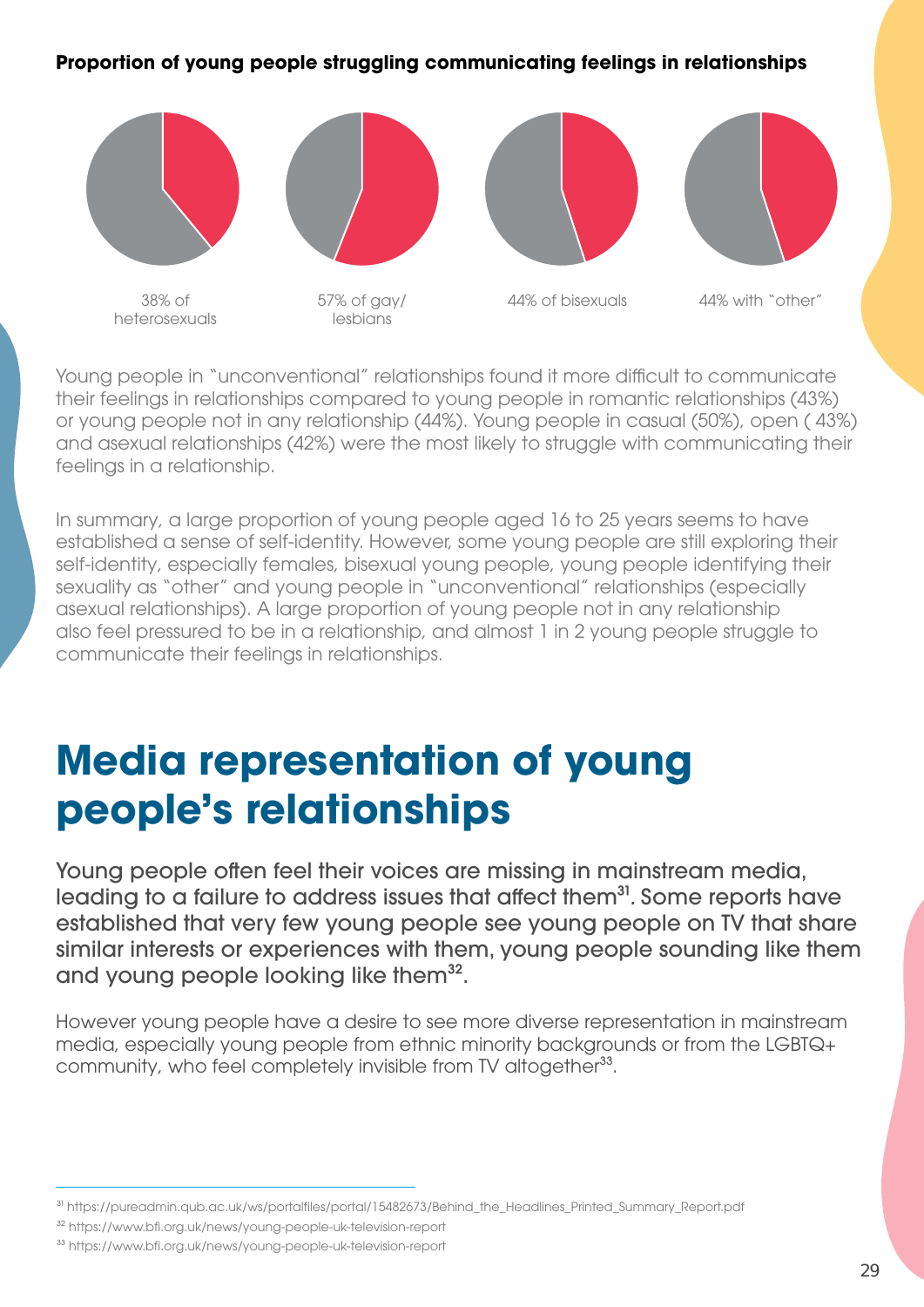**Proportion of young people struggling communicating feelings in relationships**

38% of heterosexuals

57% of gay/lesbians

44% of bisexuals

44% with "other"

Young people in "unconventional" relationships found it more difficult to communicate their feelings in relationships compared to young people in romantic relationships (43%) or young people not in any relationship (44%). Young people in casual (50%), open ( 43%) and asexual relationships (42%) were the most likely to struggle with communicating their feelings in a relationship.

In summary, a large proportion of young people aged 16 to 25 years seems to have established a sense of self-identity. However, some young people are still exploring their self-identity, especially females, bisexual young people, young people identifying their sexuality as "other" and young people in "unconventional" relationships (especially asexual relationships). A large proportion of young people not in any relationship also feel pressured to be in a relationship, and almost 1 in 2 young people struggle to communicate their feelings in relationships.

# Media representation of young people's relationships

Young people often feel their voices are missing in mainstream media, leading to a failure to address issues that affect them[31]. Some reports have established that very few young people see young people on TV that share similar interests or experiences with them, young people sounding like them and young people looking like them[32].

However young people have a desire to see more diverse representation in mainstream media, especially young people from ethnic minority backgrounds or from the LGBTQ+ community, who feel completely invisible from TV altogether[33].

[31] https://pureadmin.qub.ac.uk/ws/portalfiles/portal/15482673/Behind_the_Headlines_Printed_Summary_Report.pdf

[32] https://www.bfi.org.uk/news/young-people-uk-television-report

[33] https://www.bfi.org.uk/news/young-people-uk-television-report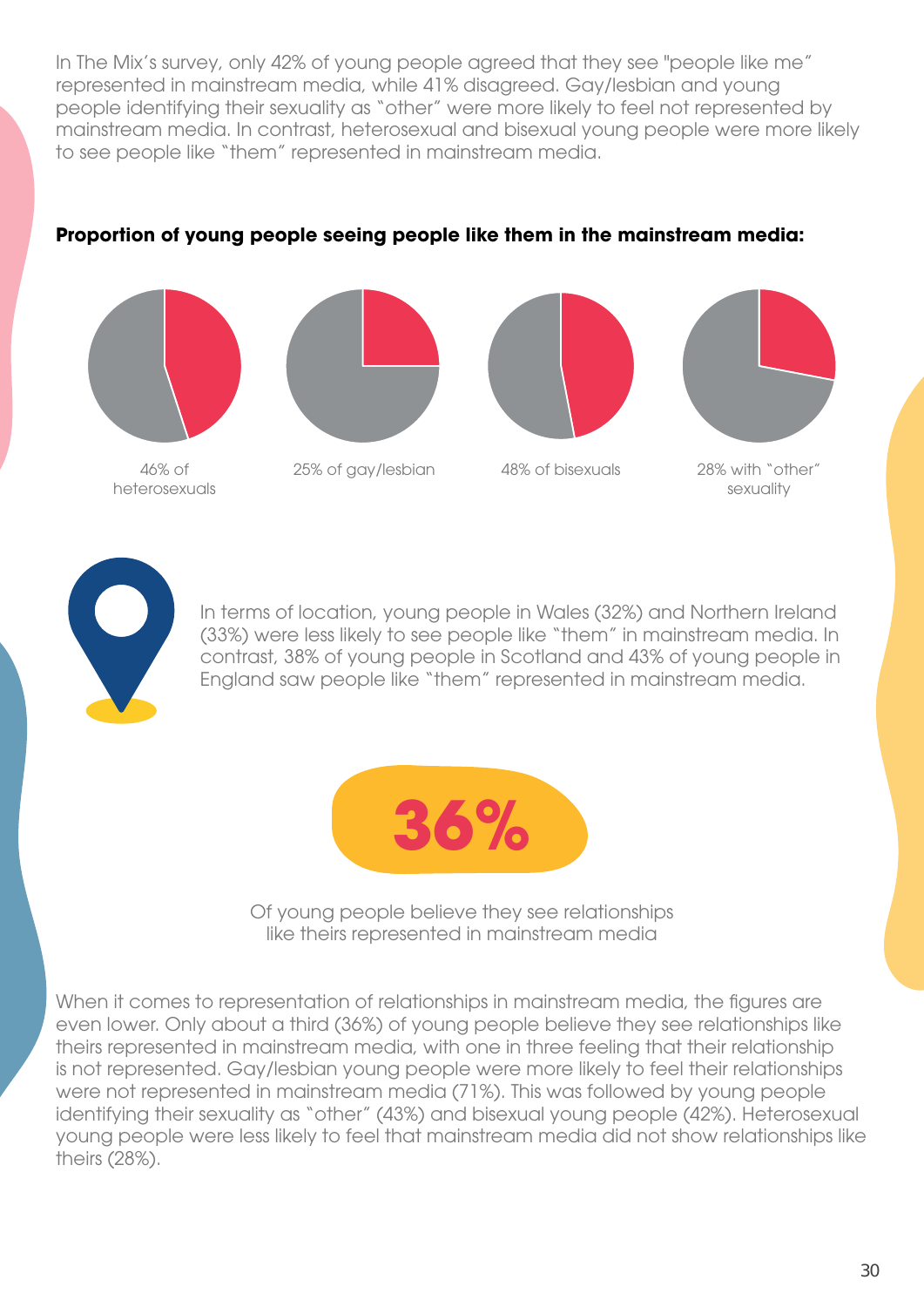In The Mix's survey, only 42% of young people agreed that they see "people like me" represented in mainstream media, while 41% disagreed. Gay/lesbian and young people identifying their sexuality as "other" were more likely to feel not represented by mainstream media. In contrast, heterosexual and bisexual young people were more likely to see people like "them" represented in mainstream media.

**Proportion of young people seeing people like them in the mainstream media:**

46% of heterosexuals

25% of gay/lesbian

48% of bisexuals

28% with "other" sexuality

In terms of location, young people in Wales (32%) and Northern Ireland (33%) were less likely to see people like "them" in mainstream media. In contrast, 38% of young people in Scotland and 43% of young people in England saw people like "them" represented in mainstream media.

**36%**

Of young people believe they see relationships like theirs represented in mainstream media

When it comes to representation of relationships in mainstream media, the figures are even lower. Only about a third (36%) of young people believe they see relationships like theirs represented in mainstream media, with one in three feeling that their relationship is not represented. Gay/lesbian young people were more likely to feel their relationships were not represented in mainstream media (71%). This was followed by young people identifying their sexuality as "other" (43%) and bisexual young people (42%). Heterosexual young people were less likely to feel that mainstream media did not show relationships like theirs (28%).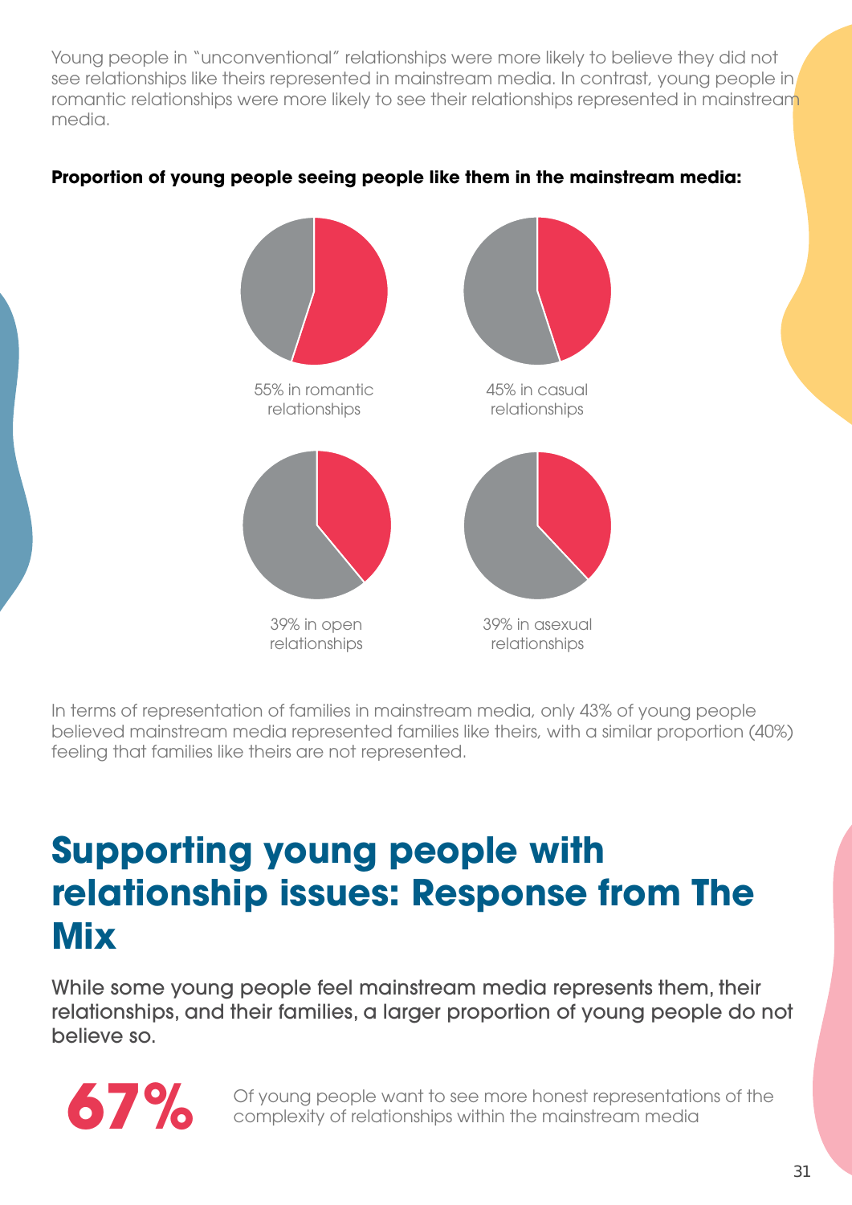Young people in "unconventional" relationships were more likely to believe they did not see relationships like theirs represented in mainstream media. In contrast, young people in romantic relationships were more likely to see their relationships represented in mainstream media.

**Proportion of young people seeing people like them in the mainstream media:**

55% in romantic relationships

45% in casual relationships

39% in open relationships

39% in asexual relationships

In terms of representation of families in mainstream media, only 43% of young people believed mainstream media represented families like theirs, with a similar proportion (40%) feeling that families like theirs are not represented.

# Supporting young people with relationship issues: Response from The Mix

While some young people feel mainstream media represents them, their relationships, and their families, a larger proportion of young people do not believe so.

**67%** Of young people want to see more honest representations of the complexity of relationships within the mainstream media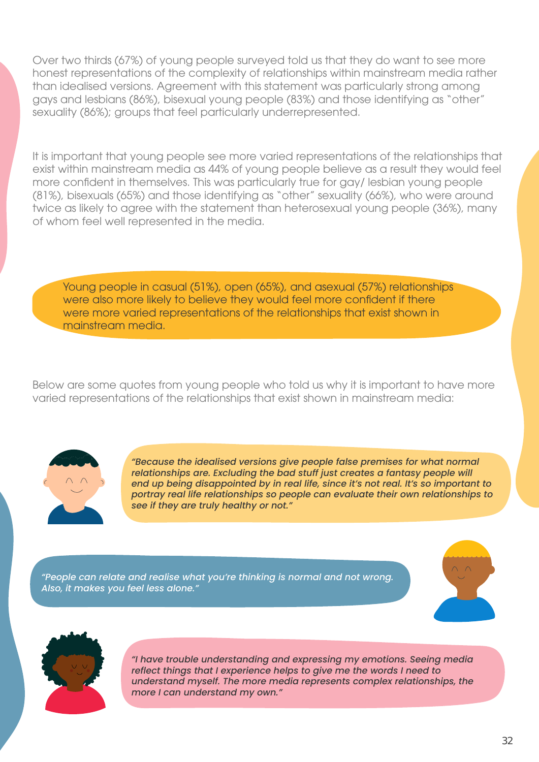Over two thirds (67%) of young people surveyed told us that they do want to see more honest representations of the complexity of relationships within mainstream media rather than idealised versions. Agreement with this statement was particularly strong among gays and lesbians (86%), bisexual young people (83%) and those identifying as "other" sexuality (86%); groups that feel particularly underrepresented.

It is important that young people see more varied representations of the relationships that exist within mainstream media as 44% of young people believe as a result they would feel more confident in themselves. This was particularly true for gay/ lesbian young people (81%), bisexuals (65%) and those identifying as "other" sexuality (66%), who were around twice as likely to agree with the statement than heterosexual young people (36%), many of whom feel well represented in the media.

Young people in casual (51%), open (65%), and asexual (57%) relationships were also more likely to believe they would feel more confident if there were more varied representations of the relationships that exist shown in mainstream media.

Below are some quotes from young people who told us why it is important to have more varied representations of the relationships that exist shown in mainstream media:

*"Because the idealised versions give people false premises for what normal relationships are. Excluding the bad stuff just creates a fantasy people will end up being disappointed by in real life, since it's not real. It's so important to portray real life relationships so people can evaluate their own relationships to see if they are truly healthy or not."*

*"People can relate and realise what you're thinking is normal and not wrong. Also, it makes you feel less alone."*

*"I have trouble understanding and expressing my emotions. Seeing media reflect things that I experience helps to give me the words I need to understand myself. The more media represents complex relationships, the more I can understand my own."*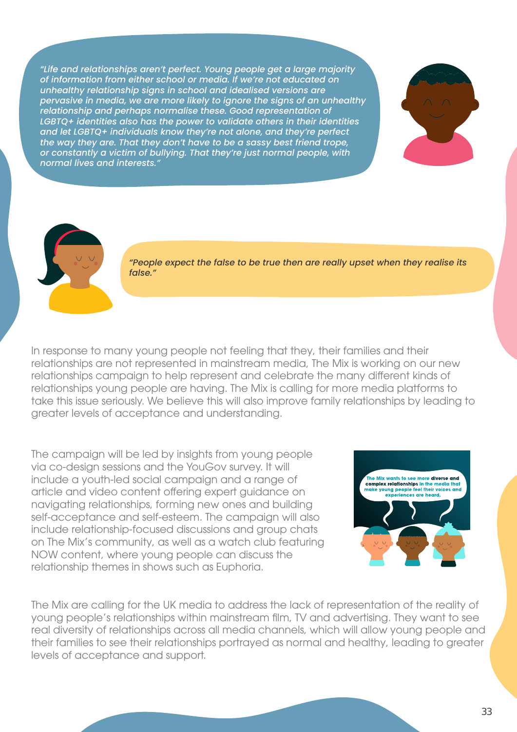*"Life and relationships aren't perfect. Young people get a large majority of information from either school or media. If we're not educated on unhealthy relationship signs in school and idealised versions are pervasive in media, we are more likely to ignore the signs of an unhealthy relationship and perhaps normalise these. Good representation of LGBTQ+ identities also has the power to validate others in their identities and let LGBTQ+ individuals know they're not alone, and they're perfect the way they are. That they don't have to be a sassy best friend trope, or constantly a victim of bullying. That they're just normal people, with normal lives and interests."*

*"People expect the false to be true then are really upset when they realise its false."*

In response to many young people not feeling that they, their families and their relationships are not represented in mainstream media, The Mix is working on our new relationships campaign to help represent and celebrate the many different kinds of relationships young people are having. The Mix is calling for more media platforms to take this issue seriously. We believe this will also improve family relationships by leading to greater levels of acceptance and understanding.

The campaign will be led by insights from young people via co-design sessions and the YouGov survey. It will include a youth-led social campaign and a range of article and video content offering expert guidance on navigating relationships, forming new ones and building self-acceptance and self-esteem. The campaign will also include relationship-focused discussions and group chats on The Mix's community, as well as a watch club featuring NOW content, where young people can discuss the relationship themes in shows such as Euphoria.

The Mix wants to see more **diverse and complex relationships** in the media that make young people feel their voices and experiences are heard.

The Mix are calling for the UK media to address the lack of representation of the reality of young people's relationships within mainstream film, TV and advertising. They want to see real diversity of relationships across all media channels, which will allow young people and their families to see their relationships portrayed as normal and healthy, leading to greater levels of acceptance and support.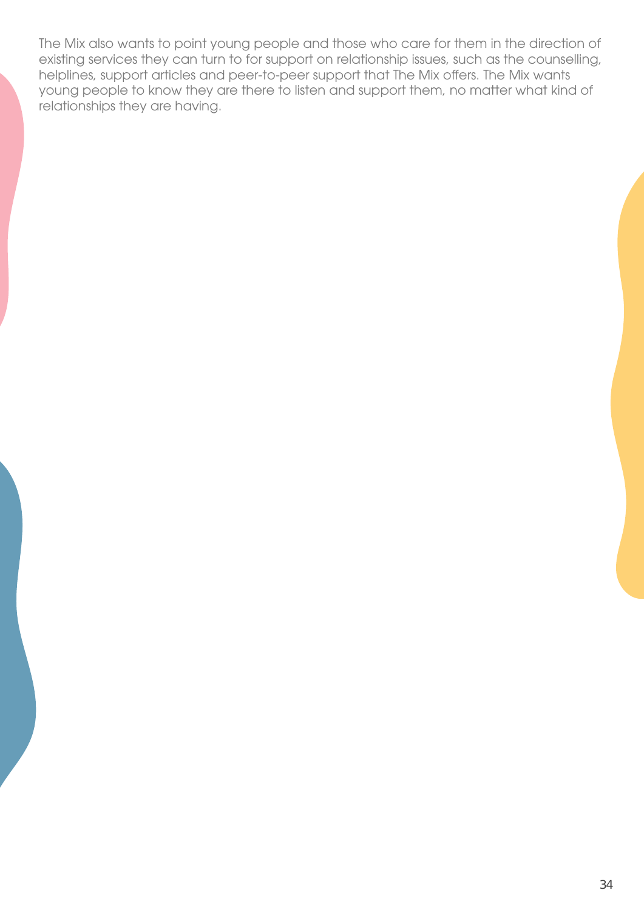The Mix also wants to point young people and those who care for them in the direction of existing services they can turn to for support on relationship issues, such as the counselling, helplines, support articles and peer-to-peer support that The Mix offers. The Mix wants young people to know they are there to listen and support them, no matter what kind of relationships they are having.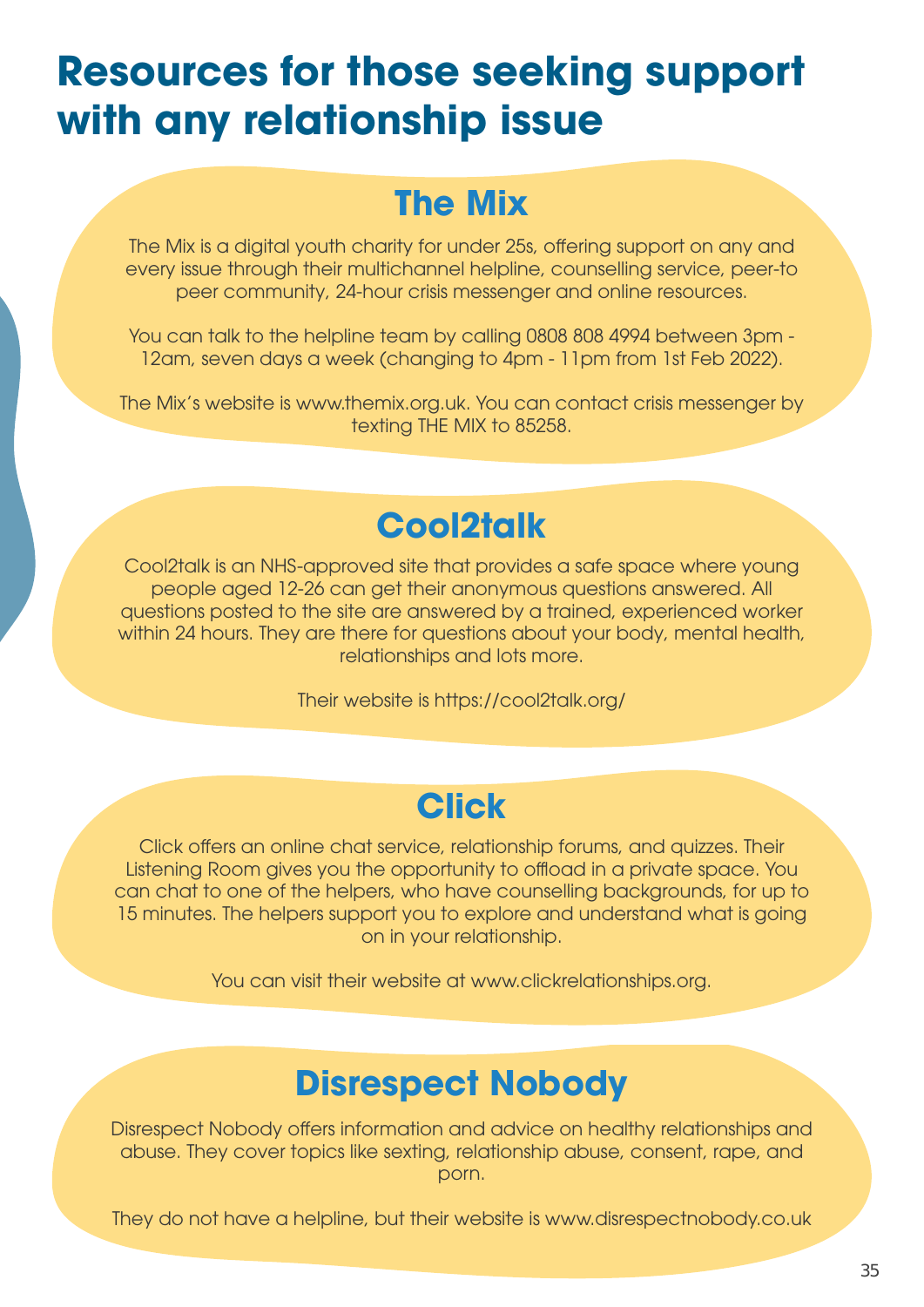# Resources for those seeking support with any relationship issue

## The Mix

The Mix is a digital youth charity for under 25s, offering support on any and every issue through their multichannel helpline, counselling service, peer-to peer community, 24-hour crisis messenger and online resources.

You can talk to the helpline team by calling 0808 808 4994 between 3pm - 12am, seven days a week (changing to 4pm - 11pm from 1st Feb 2022).

The Mix's website is www.themix.org.uk. You can contact crisis messenger by texting THE MIX to 85258.

## Cool2talk

Cool2talk is an NHS-approved site that provides a safe space where young people aged 12-26 can get their anonymous questions answered. All questions posted to the site are answered by a trained, experienced worker within 24 hours. They are there for questions about your body, mental health, relationships and lots more.

Their website is https://cool2talk.org/

## Click

Click offers an online chat service, relationship forums, and quizzes. Their Listening Room gives you the opportunity to offload in a private space. You can chat to one of the helpers, who have counselling backgrounds, for up to 15 minutes. The helpers support you to explore and understand what is going on in your relationship.

You can visit their website at www.clickrelationships.org.

## Disrespect Nobody

Disrespect Nobody offers information and advice on healthy relationships and abuse. They cover topics like sexting, relationship abuse, consent, rape, and porn.

They do not have a helpline, but their website is www.disrespectnobody.co.uk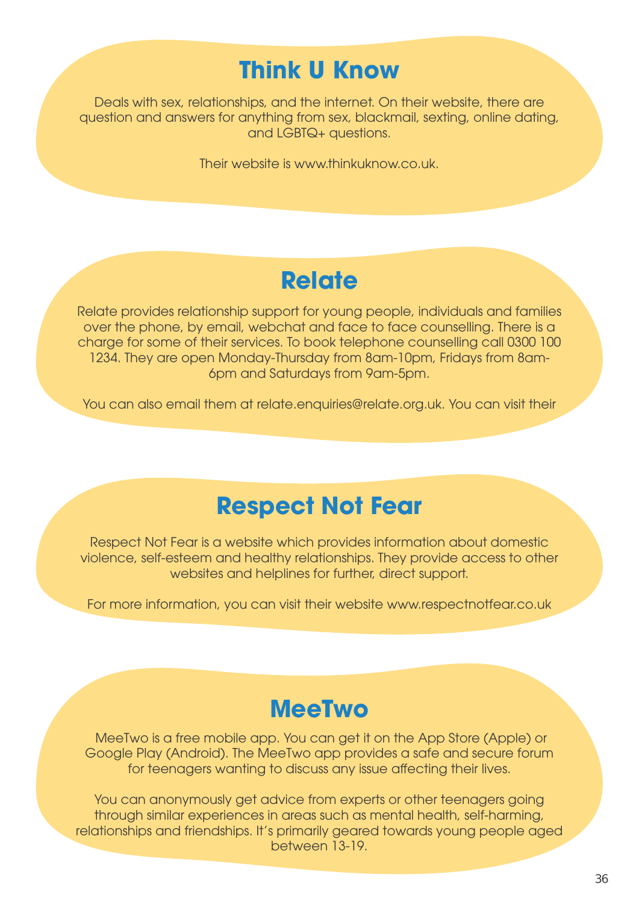## Think U Know

Deals with sex, relationships, and the internet. On their website, there are question and answers for anything from sex, blackmail, sexting, online dating, and LGBTQ+ questions.

Their website is www.thinkuknow.co.uk.

## Relate

Relate provides relationship support for young people, individuals and families over the phone, by email, webchat and face to face counselling. There is a charge for some of their services. To book telephone counselling call 0300 100 1234. They are open Monday-Thursday from 8am-10pm, Fridays from 8am-6pm and Saturdays from 9am-5pm.

You can also email them at relate.enquiries@relate.org.uk. You can visit their

## Respect Not Fear

Respect Not Fear is a website which provides information about domestic violence, self-esteem and healthy relationships. They provide access to other websites and helplines for further, direct support.

For more information, you can visit their website www.respectnotfear.co.uk

## MeeTwo

MeeTwo is a free mobile app. You can get it on the App Store (Apple) or Google Play (Android). The MeeTwo app provides a safe and secure forum for teenagers wanting to discuss any issue affecting their lives.

You can anonymously get advice from experts or other teenagers going through similar experiences in areas such as mental health, self-harming, relationships and friendships. It's primarily geared towards young people aged between 13-19.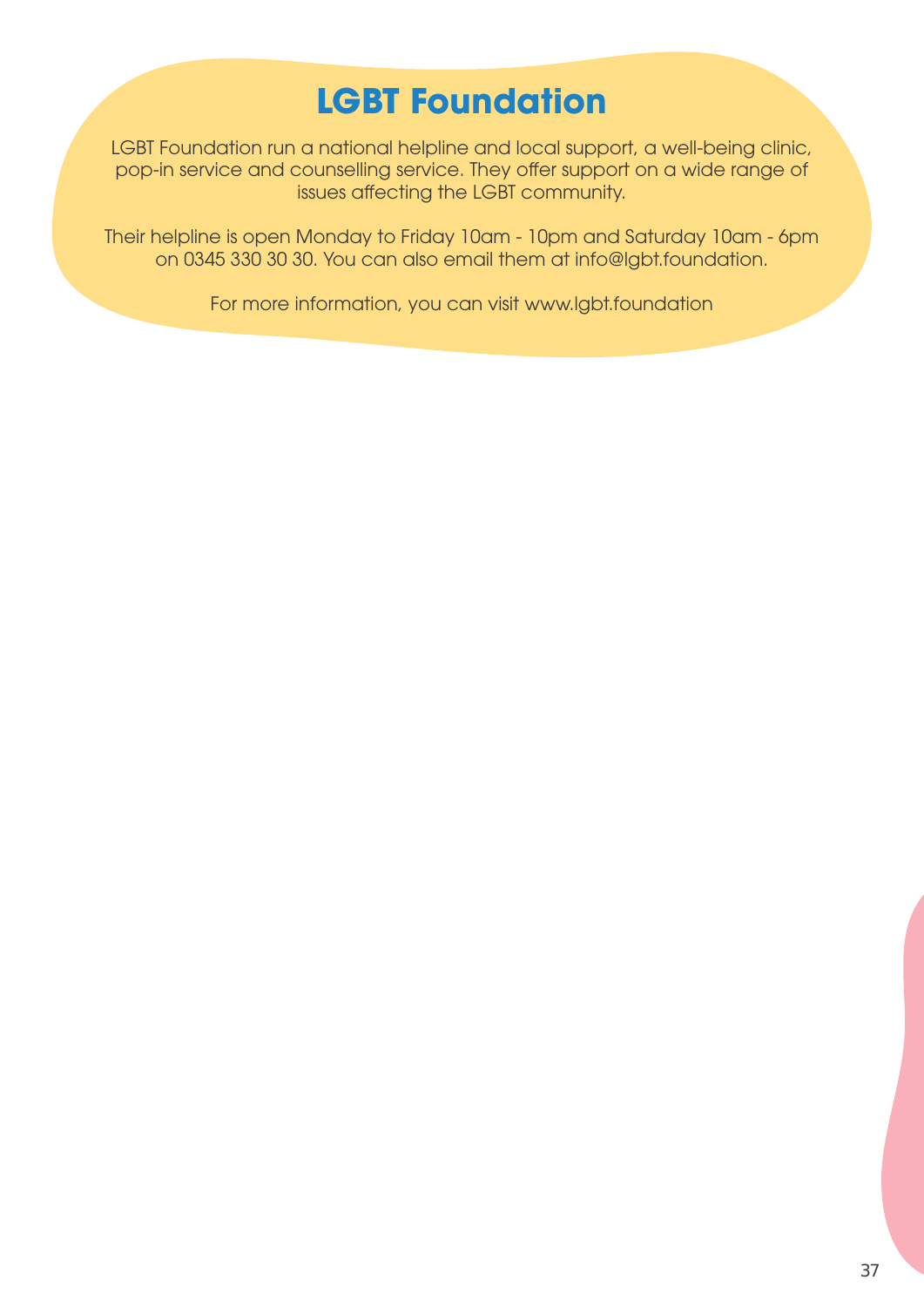## LGBT Foundation

LGBT Foundation run a national helpline and local support, a well-being clinic, pop-in service and counselling service. They offer support on a wide range of issues affecting the LGBT community.

Their helpline is open Monday to Friday 10am - 10pm and Saturday 10am - 6pm on 0345 330 30 30. You can also email them at info@lgbt.foundation.

For more information, you can visit www.lgbt.foundation